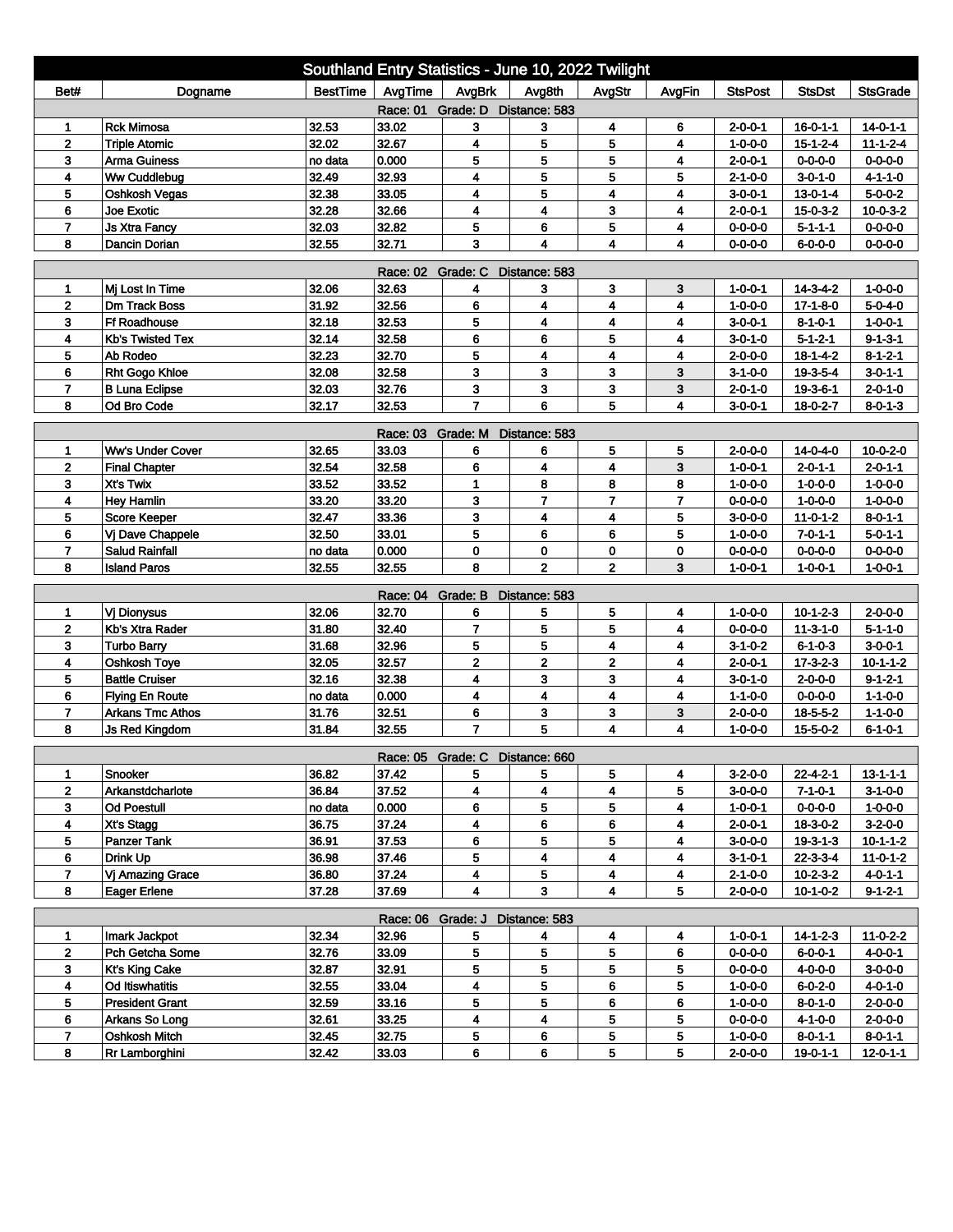# Southland Entry Statistics - June 10, 2022 Twilight

| Bet# | Dogname | BestTime | AvgTime | AvgBrk | Avg8th | AvgStr | AvgFin | StsPost | StsDst | StsGrade |
|---|---|---|---|---|---|---|---|---|---|---|
| Race: 01 Grade: D Distance: 583 | | | | | | | | | | |
| 1 | Rck Mimosa | 32.53 | 33.02 | 3 | 3 | 4 | 6 | 2-0-0-1 | 16-0-1-1 | 14-0-1-1 |
| 2 | Triple Atomic | 32.02 | 32.67 | 4 | 5 | 5 | 4 | 1-0-0-0 | 15-1-2-4 | 11-1-2-4 |
| 3 | Arma Guiness | no data | 0.000 | 5 | 5 | 5 | 4 | 2-0-0-1 | 0-0-0-0 | 0-0-0-0 |
| 4 | Ww Cuddlebug | 32.49 | 32.93 | 4 | 5 | 5 | 5 | 2-1-0-0 | 3-0-1-0 | 4-1-1-0 |
| 5 | Oshkosh Vegas | 32.38 | 33.05 | 4 | 5 | 4 | 4 | 3-0-0-1 | 13-0-1-4 | 5-0-0-2 |
| 6 | Joe Exotic | 32.28 | 32.66 | 4 | 4 | 3 | 4 | 2-0-0-1 | 15-0-3-2 | 10-0-3-2 |
| 7 | Js Xtra Fancy | 32.03 | 32.82 | 5 | 6 | 5 | 4 | 0-0-0-0 | 5-1-1-1 | 0-0-0-0 |
| 8 | Dancin Dorian | 32.55 | 32.71 | 3 | 4 | 4 | 4 | 0-0-0-0 | 6-0-0-0 | 0-0-0-0 |
| Race: 02 Grade: C Distance: 583 | | | | | | | | | | |
| 1 | Mj Lost In Time | 32.06 | 32.63 | 4 | 3 | 3 | 3 | 1-0-0-1 | 14-3-4-2 | 1-0-0-0 |
| 2 | Dm Track Boss | 31.92 | 32.56 | 6 | 4 | 4 | 4 | 1-0-0-0 | 17-1-8-0 | 5-0-4-0 |
| 3 | Ff Roadhouse | 32.18 | 32.53 | 5 | 4 | 4 | 4 | 3-0-0-1 | 8-1-0-1 | 1-0-0-1 |
| 4 | Kb's Twisted Tex | 32.14 | 32.58 | 6 | 6 | 5 | 4 | 3-0-1-0 | 5-1-2-1 | 9-1-3-1 |
| 5 | Ab Rodeo | 32.23 | 32.70 | 5 | 4 | 4 | 4 | 2-0-0-0 | 18-1-4-2 | 8-1-2-1 |
| 6 | Rht Gogo Khloe | 32.08 | 32.58 | 3 | 3 | 3 | 3 | 3-1-0-0 | 19-3-5-4 | 3-0-1-1 |
| 7 | B Luna Eclipse | 32.03 | 32.76 | 3 | 3 | 3 | 3 | 2-0-1-0 | 19-3-6-1 | 2-0-1-0 |
| 8 | Od Bro Code | 32.17 | 32.53 | 7 | 6 | 5 | 4 | 3-0-0-1 | 18-0-2-7 | 8-0-1-3 |
| Race: 03 Grade: M Distance: 583 | | | | | | | | | | |
| 1 | Ww's Under Cover | 32.65 | 33.03 | 6 | 6 | 5 | 5 | 2-0-0-0 | 14-0-4-0 | 10-0-2-0 |
| 2 | Final Chapter | 32.54 | 32.58 | 6 | 4 | 4 | 3 | 1-0-0-1 | 2-0-1-1 | 2-0-1-1 |
| 3 | Xt's Twix | 33.52 | 33.52 | 1 | 8 | 8 | 8 | 1-0-0-0 | 1-0-0-0 | 1-0-0-0 |
| 4 | Hey Hamlin | 33.20 | 33.20 | 3 | 7 | 7 | 7 | 0-0-0-0 | 1-0-0-0 | 1-0-0-0 |
| 5 | Score Keeper | 32.47 | 33.36 | 3 | 4 | 4 | 5 | 3-0-0-0 | 11-0-1-2 | 8-0-1-1 |
| 6 | Vj Dave Chappele | 32.50 | 33.01 | 5 | 6 | 6 | 5 | 1-0-0-0 | 7-0-1-1 | 5-0-1-1 |
| 7 | Salud Rainfall | no data | 0.000 | 0 | 0 | 0 | 0 | 0-0-0-0 | 0-0-0-0 | 0-0-0-0 |
| 8 | Island Paros | 32.55 | 32.55 | 8 | 2 | 2 | 3 | 1-0-0-1 | 1-0-0-1 | 1-0-0-1 |
| Race: 04 Grade: B Distance: 583 | | | | | | | | | | |
| 1 | Vj Dionysus | 32.06 | 32.70 | 6 | 5 | 5 | 4 | 1-0-0-0 | 10-1-2-3 | 2-0-0-0 |
| 2 | Kb's Xtra Rader | 31.80 | 32.40 | 7 | 5 | 5 | 4 | 0-0-0-0 | 11-3-1-0 | 5-1-1-0 |
| 3 | Turbo Barry | 31.68 | 32.96 | 5 | 5 | 4 | 4 | 3-1-0-2 | 6-1-0-3 | 3-0-0-1 |
| 4 | Oshkosh Toye | 32.05 | 32.57 | 2 | 2 | 2 | 4 | 2-0-0-1 | 17-3-2-3 | 10-1-1-2 |
| 5 | Battle Cruiser | 32.16 | 32.38 | 4 | 3 | 3 | 4 | 3-0-1-0 | 2-0-0-0 | 9-1-2-1 |
| 6 | Flying En Route | no data | 0.000 | 4 | 4 | 4 | 4 | 1-1-0-0 | 0-0-0-0 | 1-1-0-0 |
| 7 | Arkans Tmc Athos | 31.76 | 32.51 | 6 | 3 | 3 | 3 | 2-0-0-0 | 18-5-5-2 | 1-1-0-0 |
| 8 | Js Red Kingdom | 31.84 | 32.55 | 7 | 5 | 4 | 4 | 1-0-0-0 | 15-5-0-2 | 6-1-0-1 |
| Race: 05 Grade: C Distance: 660 | | | | | | | | | | |
| 1 | Snooker | 36.82 | 37.42 | 5 | 5 | 5 | 4 | 3-2-0-0 | 22-4-2-1 | 13-1-1-1 |
| 2 | Arkanstdcharlote | 36.84 | 37.52 | 4 | 4 | 4 | 5 | 3-0-0-0 | 7-1-0-1 | 3-1-0-0 |
| 3 | Od Poestull | no data | 0.000 | 6 | 5 | 5 | 4 | 1-0-0-1 | 0-0-0-0 | 1-0-0-0 |
| 4 | Xt's Stagg | 36.75 | 37.24 | 4 | 6 | 6 | 4 | 2-0-0-1 | 18-3-0-2 | 3-2-0-0 |
| 5 | Panzer Tank | 36.91 | 37.53 | 6 | 5 | 5 | 4 | 3-0-0-0 | 19-3-1-3 | 10-1-1-2 |
| 6 | Drink Up | 36.98 | 37.46 | 5 | 4 | 4 | 4 | 3-1-0-1 | 22-3-3-4 | 11-0-1-2 |
| 7 | Vj Amazing Grace | 36.80 | 37.24 | 4 | 5 | 4 | 4 | 2-1-0-0 | 10-2-3-2 | 4-0-1-1 |
| 8 | Eager Erlene | 37.28 | 37.69 | 4 | 3 | 4 | 5 | 2-0-0-0 | 10-1-0-2 | 9-1-2-1 |
| Race: 06 Grade: J Distance: 583 | | | | | | | | | | |
| 1 | Imark Jackpot | 32.34 | 32.96 | 5 | 4 | 4 | 4 | 1-0-0-1 | 14-1-2-3 | 11-0-2-2 |
| 2 | Pch Getcha Some | 32.76 | 33.09 | 5 | 5 | 5 | 6 | 0-0-0-0 | 6-0-0-1 | 4-0-0-1 |
| 3 | Kt's King Cake | 32.87 | 32.91 | 5 | 5 | 5 | 5 | 0-0-0-0 | 4-0-0-0 | 3-0-0-0 |
| 4 | Od Itiswhatitis | 32.55 | 33.04 | 4 | 5 | 6 | 5 | 1-0-0-0 | 6-0-2-0 | 4-0-1-0 |
| 5 | President Grant | 32.59 | 33.16 | 5 | 5 | 6 | 6 | 1-0-0-0 | 8-0-1-0 | 2-0-0-0 |
| 6 | Arkans So Long | 32.61 | 33.25 | 4 | 4 | 5 | 5 | 0-0-0-0 | 4-1-0-0 | 2-0-0-0 |
| 7 | Oshkosh Mitch | 32.45 | 32.75 | 5 | 6 | 5 | 5 | 1-0-0-0 | 8-0-1-1 | 8-0-1-1 |
| 8 | Rr Lamborghini | 32.42 | 33.03 | 6 | 6 | 5 | 5 | 2-0-0-0 | 19-0-1-1 | 12-0-1-1 |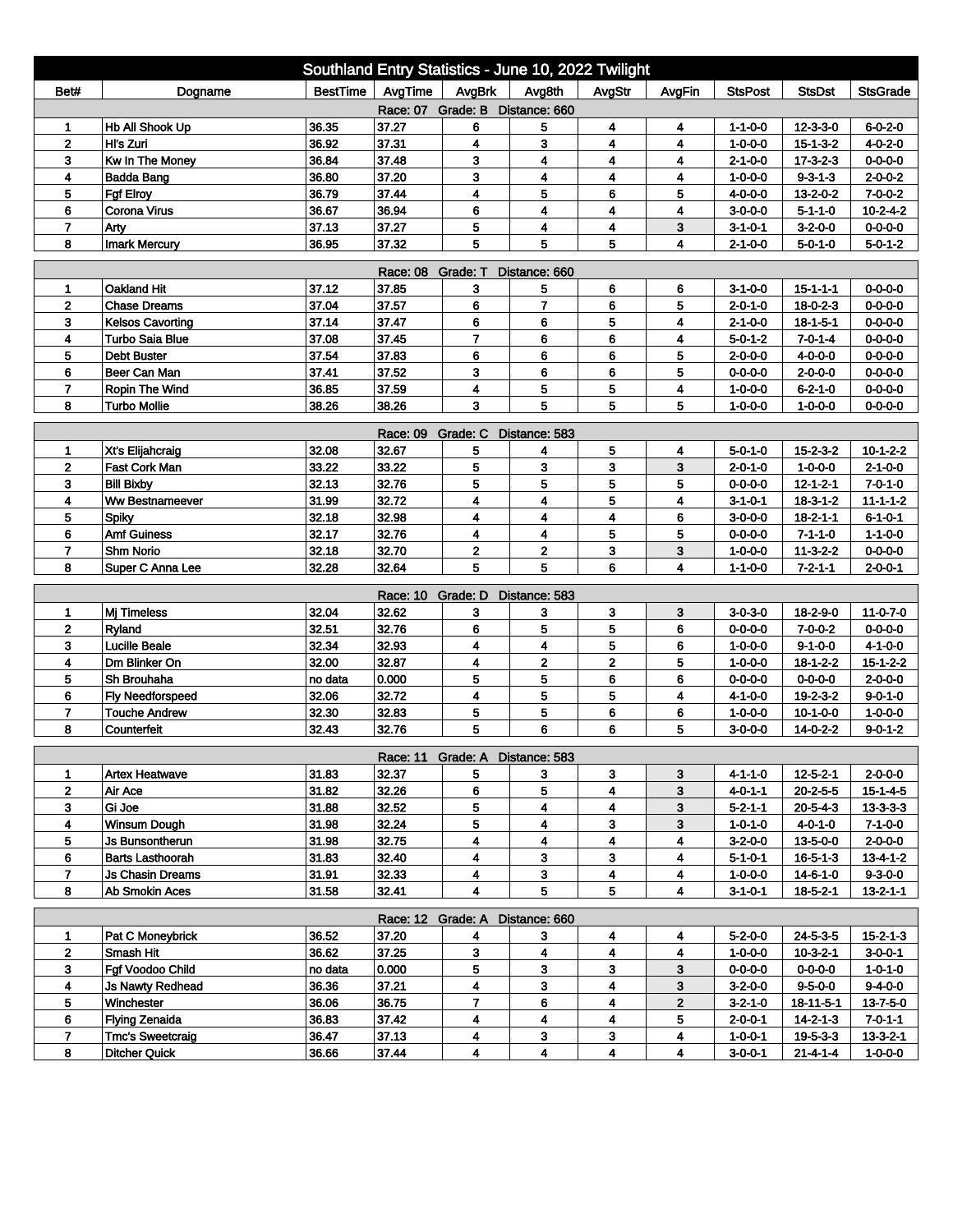| Southland Entry Statistics - June 10, 2022 Twilight | | | | | | | | | | |
|---|---|---|---|---|---|---|---|---|---|---|
| Bet# | Dogname | BestTime | AvgTime | AvgBrk | Avg8th | AvgStr | AvgFin | StsPost | StsDst | StsGrade |
| Race: 07 Grade: B Distance: 660 | | | | | | | | | | |
| 1 | Hb All Shook Up | 36.35 | 37.27 | 6 | 5 | 4 | 4 | 1-1-0-0 | 12-3-3-0 | 6-0-2-0 |
| 2 | Hl's Zuri | 36.92 | 37.31 | 4 | 3 | 4 | 4 | 1-0-0-0 | 15-1-3-2 | 4-0-2-0 |
| 3 | Kw In The Money | 36.84 | 37.48 | 3 | 4 | 4 | 4 | 2-1-0-0 | 17-3-2-3 | 0-0-0-0 |
| 4 | Badda Bang | 36.80 | 37.20 | 3 | 4 | 4 | 4 | 1-0-0-0 | 9-3-1-3 | 2-0-0-2 |
| 5 | Fgf Elroy | 36.79 | 37.44 | 4 | 5 | 6 | 5 | 4-0-0-0 | 13-2-0-2 | 7-0-0-2 |
| 6 | Corona Virus | 36.67 | 36.94 | 6 | 4 | 4 | 4 | 3-0-0-0 | 5-1-1-0 | 10-2-4-2 |
| 7 | Arty | 37.13 | 37.27 | 5 | 4 | 4 | 3 | 3-1-0-1 | 3-2-0-0 | 0-0-0-0 |
| 8 | Imark Mercury | 36.95 | 37.32 | 5 | 5 | 5 | 4 | 2-1-0-0 | 5-0-1-0 | 5-0-1-2 |
| Race: 08 Grade: T Distance: 660 | | | | | | | | | | |
| 1 | Oakland Hit | 37.12 | 37.85 | 3 | 5 | 6 | 6 | 3-1-0-0 | 15-1-1-1 | 0-0-0-0 |
| 2 | Chase Dreams | 37.04 | 37.57 | 6 | 7 | 6 | 5 | 2-0-1-0 | 18-0-2-3 | 0-0-0-0 |
| 3 | Kelsos Cavorting | 37.14 | 37.47 | 6 | 6 | 5 | 4 | 2-1-0-0 | 18-1-5-1 | 0-0-0-0 |
| 4 | Turbo Saia Blue | 37.08 | 37.45 | 7 | 6 | 6 | 4 | 5-0-1-2 | 7-0-1-4 | 0-0-0-0 |
| 5 | Debt Buster | 37.54 | 37.83 | 6 | 6 | 6 | 5 | 2-0-0-0 | 4-0-0-0 | 0-0-0-0 |
| 6 | Beer Can Man | 37.41 | 37.52 | 3 | 6 | 6 | 5 | 0-0-0-0 | 2-0-0-0 | 0-0-0-0 |
| 7 | Ropin The Wind | 36.85 | 37.59 | 4 | 5 | 5 | 4 | 1-0-0-0 | 6-2-1-0 | 0-0-0-0 |
| 8 | Turbo Mollie | 38.26 | 38.26 | 3 | 5 | 5 | 5 | 1-0-0-0 | 1-0-0-0 | 0-0-0-0 |
| Race: 09 Grade: C Distance: 583 | | | | | | | | | | |
| 1 | Xt's Elijahcraig | 32.08 | 32.67 | 5 | 4 | 5 | 4 | 5-0-1-0 | 15-2-3-2 | 10-1-2-2 |
| 2 | Fast Cork Man | 33.22 | 33.22 | 5 | 3 | 3 | 3 | 2-0-1-0 | 1-0-0-0 | 2-1-0-0 |
| 3 | Bill Bixby | 32.13 | 32.76 | 5 | 5 | 5 | 5 | 0-0-0-0 | 12-1-2-1 | 7-0-1-0 |
| 4 | Ww Bestnameever | 31.99 | 32.72 | 4 | 4 | 5 | 4 | 3-1-0-1 | 18-3-1-2 | 11-1-1-2 |
| 5 | Spiky | 32.18 | 32.98 | 4 | 4 | 4 | 6 | 3-0-0-0 | 18-2-1-1 | 6-1-0-1 |
| 6 | Amf Guiness | 32.17 | 32.76 | 4 | 4 | 5 | 5 | 0-0-0-0 | 7-1-1-0 | 1-1-0-0 |
| 7 | Shm Norio | 32.18 | 32.70 | 2 | 2 | 3 | 3 | 1-0-0-0 | 11-3-2-2 | 0-0-0-0 |
| 8 | Super C Anna Lee | 32.28 | 32.64 | 5 | 5 | 6 | 4 | 1-1-0-0 | 7-2-1-1 | 2-0-0-1 |
| Race: 10 Grade: D Distance: 583 | | | | | | | | | | |
| 1 | Mj Timeless | 32.04 | 32.62 | 3 | 3 | 3 | 3 | 3-0-3-0 | 18-2-9-0 | 11-0-7-0 |
| 2 | Ryland | 32.51 | 32.76 | 6 | 5 | 5 | 6 | 0-0-0-0 | 7-0-0-2 | 0-0-0-0 |
| 3 | Lucille Beale | 32.34 | 32.93 | 4 | 4 | 5 | 6 | 1-0-0-0 | 9-1-0-0 | 4-1-0-0 |
| 4 | Dm Blinker On | 32.00 | 32.87 | 4 | 2 | 2 | 5 | 1-0-0-0 | 18-1-2-2 | 15-1-2-2 |
| 5 | Sh Brouhaha | no data | 0.000 | 5 | 5 | 6 | 6 | 0-0-0-0 | 0-0-0-0 | 2-0-0-0 |
| 6 | Fly Needforspeed | 32.06 | 32.72 | 4 | 5 | 5 | 4 | 4-1-0-0 | 19-2-3-2 | 9-0-1-0 |
| 7 | Touche Andrew | 32.30 | 32.83 | 5 | 5 | 6 | 6 | 1-0-0-0 | 10-1-0-0 | 1-0-0-0 |
| 8 | Counterfeit | 32.43 | 32.76 | 5 | 6 | 6 | 5 | 3-0-0-0 | 14-0-2-2 | 9-0-1-2 |
| Race: 11 Grade: A Distance: 583 | | | | | | | | | | |
| 1 | Artex Heatwave | 31.83 | 32.37 | 5 | 3 | 3 | 3 | 4-1-1-0 | 12-5-2-1 | 2-0-0-0 |
| 2 | Air Ace | 31.82 | 32.26 | 6 | 5 | 4 | 3 | 4-0-1-1 | 20-2-5-5 | 15-1-4-5 |
| 3 | Gi Joe | 31.88 | 32.52 | 5 | 4 | 4 | 3 | 5-2-1-1 | 20-5-4-3 | 13-3-3-3 |
| 4 | Winsum Dough | 31.98 | 32.24 | 5 | 4 | 3 | 3 | 1-0-1-0 | 4-0-1-0 | 7-1-0-0 |
| 5 | Js Bunsontherun | 31.98 | 32.75 | 4 | 4 | 4 | 4 | 3-2-0-0 | 13-5-0-0 | 2-0-0-0 |
| 6 | Barts Lasthoorah | 31.83 | 32.40 | 4 | 3 | 3 | 4 | 5-1-0-1 | 16-5-1-3 | 13-4-1-2 |
| 7 | Js Chasin Dreams | 31.91 | 32.33 | 4 | 3 | 4 | 4 | 1-0-0-0 | 14-6-1-0 | 9-3-0-0 |
| 8 | Ab Smokin Aces | 31.58 | 32.41 | 4 | 5 | 5 | 4 | 3-1-0-1 | 18-5-2-1 | 13-2-1-1 |
| Race: 12 Grade: A Distance: 660 | | | | | | | | | | |
| 1 | Pat C Moneybrick | 36.52 | 37.20 | 4 | 3 | 4 | 4 | 5-2-0-0 | 24-5-3-5 | 15-2-1-3 |
| 2 | Smash Hit | 36.62 | 37.25 | 3 | 4 | 4 | 4 | 1-0-0-0 | 10-3-2-1 | 3-0-0-1 |
| 3 | Fgf Voodoo Child | no data | 0.000 | 5 | 3 | 3 | 3 | 0-0-0-0 | 0-0-0-0 | 1-0-1-0 |
| 4 | Js Nawty Redhead | 36.36 | 37.21 | 4 | 3 | 4 | 3 | 3-2-0-0 | 9-5-0-0 | 9-4-0-0 |
| 5 | Winchester | 36.06 | 36.75 | 7 | 6 | 4 | 2 | 3-2-1-0 | 18-11-5-1 | 13-7-5-0 |
| 6 | Flying Zenaida | 36.83 | 37.42 | 4 | 4 | 4 | 5 | 2-0-0-1 | 14-2-1-3 | 7-0-1-1 |
| 7 | Tmc's Sweetcraig | 36.47 | 37.13 | 4 | 3 | 3 | 4 | 1-0-0-1 | 19-5-3-3 | 13-3-2-1 |
| 8 | Ditcher Quick | 36.66 | 37.44 | 4 | 4 | 4 | 4 | 3-0-0-1 | 21-4-1-4 | 1-0-0-0 |